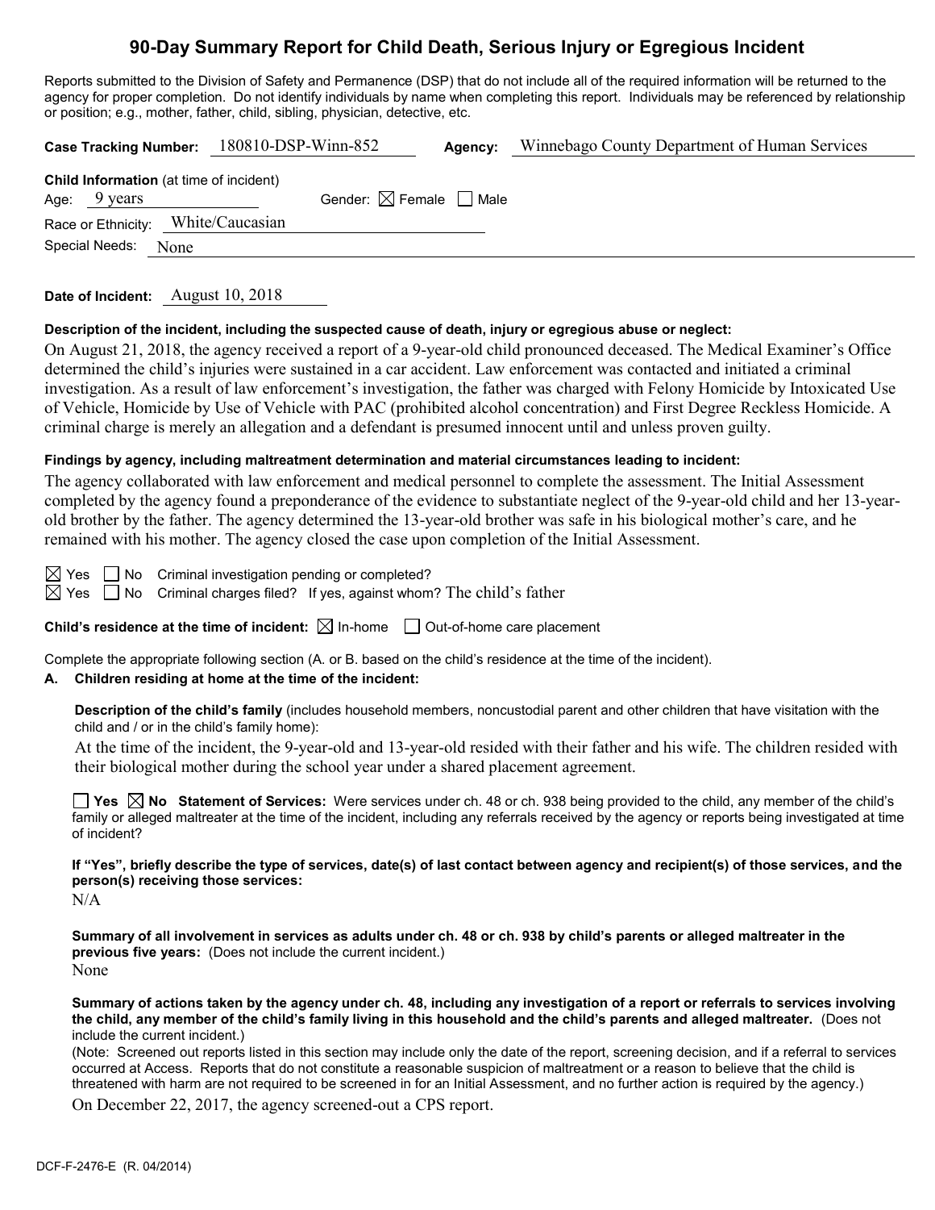# 90-Day Summary Report for Child Death, Serious Injury or Egregious Incident

Reports submitted to the Division of Safety and Permanence (DSP) that do not include all of the required information will be returned to the agency for proper completion. Do not identify individuals by name when completing this report. Individuals may be referenced by relationship or position; e.g., mother, father, child, sibling, physician, detective, etc.

**Case Tracking Number:** 180810-DSP-Winn-852 **Agency:** Winnebago County Department of Human Services

**Child Information** (at time of incident)
Age: 9 years Gender: ☒ Female ☐ Male
Race or Ethnicity: White/Caucasian
Special Needs: None

**Date of Incident:** August 10, 2018

**Description of the incident, including the suspected cause of death, injury or egregious abuse or neglect:**

On August 21, 2018, the agency received a report of a 9-year-old child pronounced deceased. The Medical Examiner's Office determined the child's injuries were sustained in a car accident. Law enforcement was contacted and initiated a criminal investigation. As a result of law enforcement's investigation, the father was charged with Felony Homicide by Intoxicated Use of Vehicle, Homicide by Use of Vehicle with PAC (prohibited alcohol concentration) and First Degree Reckless Homicide. A criminal charge is merely an allegation and a defendant is presumed innocent until and unless proven guilty.

**Findings by agency, including maltreatment determination and material circumstances leading to incident:**

The agency collaborated with law enforcement and medical personnel to complete the assessment. The Initial Assessment completed by the agency found a preponderance of the evidence to substantiate neglect of the 9-year-old child and her 13-year-old brother by the father. The agency determined the 13-year-old brother was safe in his biological mother's care, and he remained with his mother. The agency closed the case upon completion of the Initial Assessment.

☒ Yes ☐ No Criminal investigation pending or completed?
☒ Yes ☐ No Criminal charges filed? If yes, against whom? The child's father

**Child's residence at the time of incident:** ☒ In-home ☐ Out-of-home care placement

Complete the appropriate following section (A. or B. based on the child's residence at the time of the incident).

**A. Children residing at home at the time of the incident:**

**Description of the child's family** (includes household members, noncustodial parent and other children that have visitation with the child and / or in the child's family home):

At the time of the incident, the 9-year-old and 13-year-old resided with their father and his wife. The children resided with their biological mother during the school year under a shared placement agreement.

☐ **Yes** ☒ **No** **Statement of Services:** Were services under ch. 48 or ch. 938 being provided to the child, any member of the child's family or alleged maltreater at the time of the incident, including any referrals received by the agency or reports being investigated at time of incident?

**If "Yes", briefly describe the type of services, date(s) of last contact between agency and recipient(s) of those services, and the person(s) receiving those services:**

N/A

**Summary of all involvement in services as adults under ch. 48 or ch. 938 by child's parents or alleged maltreater in the previous five years:** (Does not include the current incident.)

None

**Summary of actions taken by the agency under ch. 48, including any investigation of a report or referrals to services involving the child, any member of the child's family living in this household and the child's parents and alleged maltreater.** (Does not include the current incident.)

(Note: Screened out reports listed in this section may include only the date of the report, screening decision, and if a referral to services occurred at Access. Reports that do not constitute a reasonable suspicion of maltreatment or a reason to believe that the child is threatened with harm are not required to be screened in for an Initial Assessment, and no further action is required by the agency.)

On December 22, 2017, the agency screened-out a CPS report.

DCF-F-2476-E (R. 04/2014)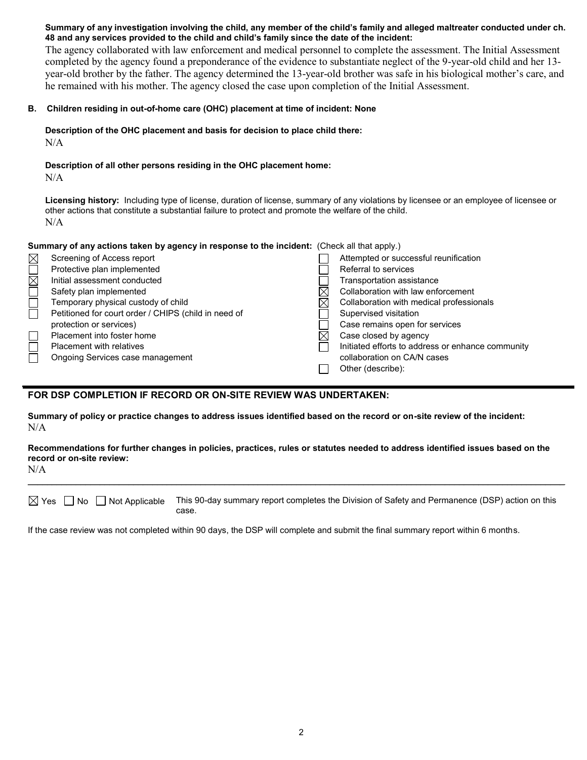**Summary of any investigation involving the child, any member of the child's family and alleged maltreater conducted under ch. 48 and any services provided to the child and child's family since the date of the incident:**

The agency collaborated with law enforcement and medical personnel to complete the assessment. The Initial Assessment completed by the agency found a preponderance of the evidence to substantiate neglect of the 9-year-old child and her 13-year-old brother by the father. The agency determined the 13-year-old brother was safe in his biological mother's care, and he remained with his mother. The agency closed the case upon completion of the Initial Assessment.

**B. Children residing in out-of-home care (OHC) placement at time of incident: None**

**Description of the OHC placement and basis for decision to place child there:**
N/A

**Description of all other persons residing in the OHC placement home:**
N/A

**Licensing history:** Including type of license, duration of license, summary of any violations by licensee or an employee of licensee or other actions that constitute a substantial failure to protect and promote the welfare of the child.
N/A

**Summary of any actions taken by agency in response to the incident:** (Check all that apply.)

- ☒ Screening of Access report
- ☐ Protective plan implemented
- ☒ Initial assessment conducted
- ☐ Safety plan implemented
- ☐ Temporary physical custody of child
- ☐ Petitioned for court order / CHIPS (child in need of protection or services)
- ☐ Placement into foster home
- ☐ Placement with relatives
- ☐ Ongoing Services case management
- ☐ Attempted or successful reunification
- ☐ Referral to services
- ☐ Transportation assistance
- ☒ Collaboration with law enforcement
- ☒ Collaboration with medical professionals
- ☐ Supervised visitation
- ☐ Case remains open for services
- ☒ Case closed by agency
- ☐ Initiated efforts to address or enhance community collaboration on CA/N cases
- ☐ Other (describe):

## FOR DSP COMPLETION IF RECORD OR ON-SITE REVIEW WAS UNDERTAKEN:

**Summary of policy or practice changes to address issues identified based on the record or on-site review of the incident:**
N/A

**Recommendations for further changes in policies, practices, rules or statutes needed to address identified issues based on the record or on-site review:**
N/A

☒ Yes ☐ No ☐ Not Applicable This 90-day summary report completes the Division of Safety and Permanence (DSP) action on this case.

If the case review was not completed within 90 days, the DSP will complete and submit the final summary report within 6 months.